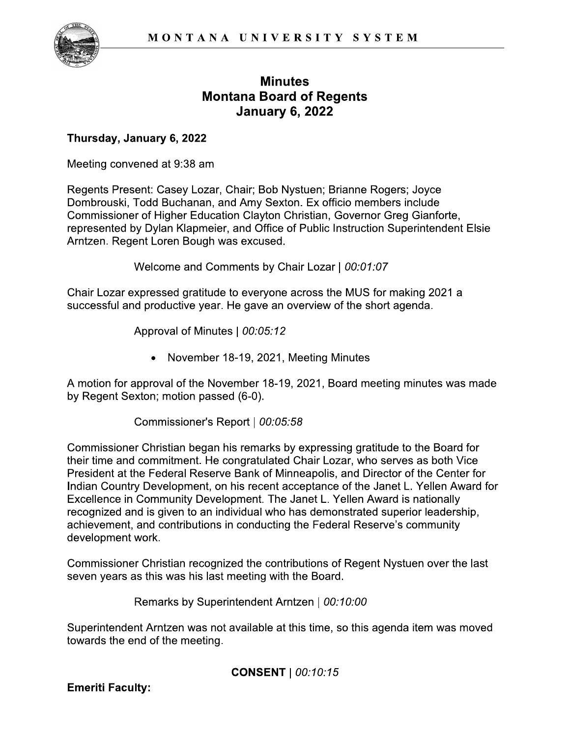MONTANA UNIVERSITY SYSTEM

# Minutes
# Montana Board of Regents
# January 6, 2022

**Thursday, January 6, 2022**

Meeting convened at 9:38 am

Regents Present: Casey Lozar, Chair; Bob Nystuen; Brianne Rogers; Joyce Dombrouski, Todd Buchanan, and Amy Sexton. Ex officio members include Commissioner of Higher Education Clayton Christian, Governor Greg Gianforte, represented by Dylan Klapmeier, and Office of Public Instruction Superintendent Elsie Arntzen. Regent Loren Bough was excused.

Welcome and Comments by Chair Lozar | *00:01:07*

Chair Lozar expressed gratitude to everyone across the MUS for making 2021 a successful and productive year. He gave an overview of the short agenda.

Approval of Minutes | *00:05:12*

- November 18-19, 2021, Meeting Minutes

A motion for approval of the November 18-19, 2021, Board meeting minutes was made by Regent Sexton; motion passed (6-0).

Commissioner's Report | *00:05:58*

Commissioner Christian began his remarks by expressing gratitude to the Board for their time and commitment. He congratulated Chair Lozar, who serves as both Vice President at the Federal Reserve Bank of Minneapolis, and Director of the Center for Indian Country Development, on his recent acceptance of the Janet L. Yellen Award for Excellence in Community Development. The Janet L. Yellen Award is nationally recognized and is given to an individual who has demonstrated superior leadership, achievement, and contributions in conducting the Federal Reserve's community development work.

Commissioner Christian recognized the contributions of Regent Nystuen over the last seven years as this was his last meeting with the Board.

Remarks by Superintendent Arntzen | *00:10:00*

Superintendent Arntzen was not available at this time, so this agenda item was moved towards the end of the meeting.

**CONSENT** | *00:10:15*

**Emeriti Faculty:**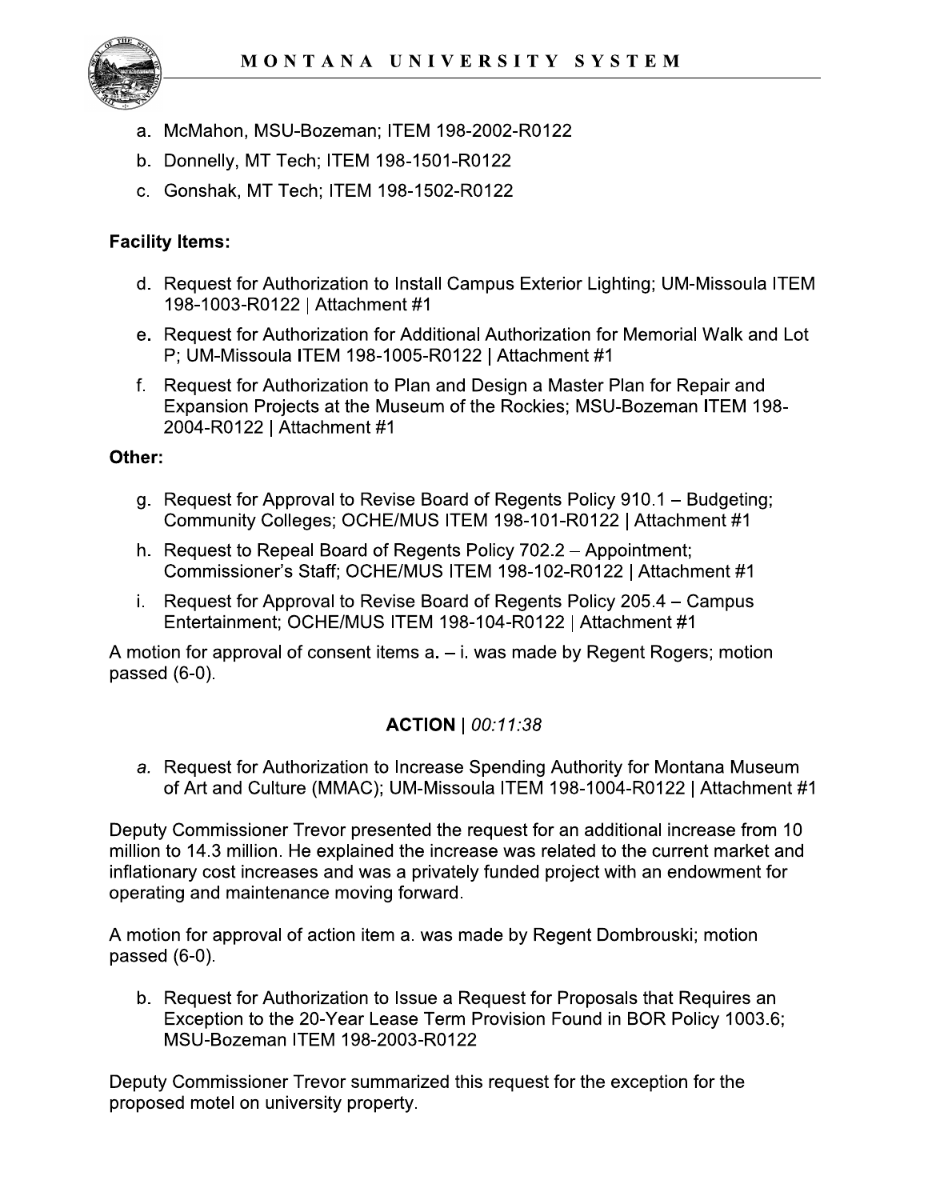a. McMahon, MSU-Bozeman; ITEM 198-2002-R0122
b. Donnelly, MT Tech; ITEM 198-1501-R0122
c. Gonshak, MT Tech; ITEM 198-1502-R0122

**Facility Items:**

d. Request for Authorization to Install Campus Exterior Lighting; UM-Missoula ITEM 198-1003-R0122 | Attachment #1
e. Request for Authorization for Additional Authorization for Memorial Walk and Lot P; UM-Missoula ITEM 198-1005-R0122 | Attachment #1
f. Request for Authorization to Plan and Design a Master Plan for Repair and Expansion Projects at the Museum of the Rockies; MSU-Bozeman ITEM 198-2004-R0122 | Attachment #1

**Other:**

g. Request for Approval to Revise Board of Regents Policy 910.1 – Budgeting; Community Colleges; OCHE/MUS ITEM 198-101-R0122 | Attachment #1
h. Request to Repeal Board of Regents Policy 702.2 – Appointment; Commissioner's Staff; OCHE/MUS ITEM 198-102-R0122 | Attachment #1
i. Request for Approval to Revise Board of Regents Policy 205.4 – Campus Entertainment; OCHE/MUS ITEM 198-104-R0122 | Attachment #1

A motion for approval of consent items a. – i. was made by Regent Rogers; motion passed (6-0).

**ACTION** | *00:11:38*

*a.* Request for Authorization to Increase Spending Authority for Montana Museum of Art and Culture (MMAC); UM-Missoula ITEM 198-1004-R0122 | Attachment #1

Deputy Commissioner Trevor presented the request for an additional increase from 10 million to 14.3 million. He explained the increase was related to the current market and inflationary cost increases and was a privately funded project with an endowment for operating and maintenance moving forward.

A motion for approval of action item a. was made by Regent Dombrouski; motion passed (6-0).

b. Request for Authorization to Issue a Request for Proposals that Requires an Exception to the 20-Year Lease Term Provision Found in BOR Policy 1003.6; MSU-Bozeman ITEM 198-2003-R0122

Deputy Commissioner Trevor summarized this request for the exception for the proposed motel on university property.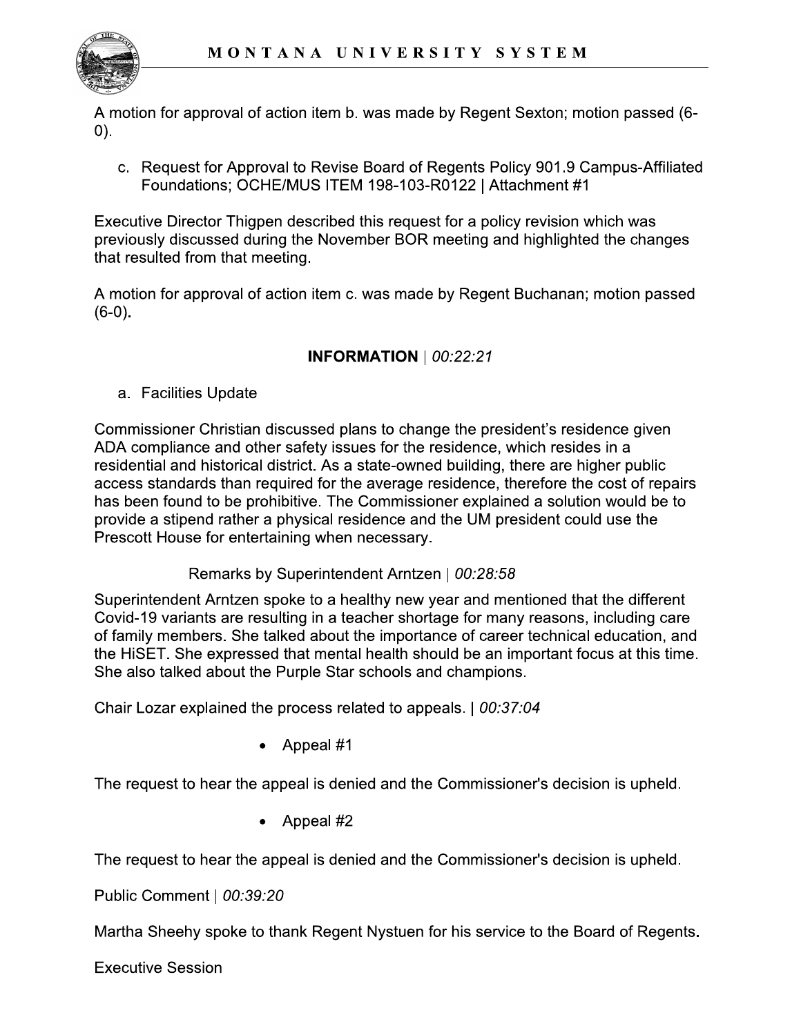A motion for approval of action item b. was made by Regent Sexton; motion passed (6-0).

c. Request for Approval to Revise Board of Regents Policy 901.9 Campus-Affiliated Foundations; OCHE/MUS ITEM 198-103-R0122 | Attachment #1

Executive Director Thigpen described this request for a policy revision which was previously discussed during the November BOR meeting and highlighted the changes that resulted from that meeting.

A motion for approval of action item c. was made by Regent Buchanan; motion passed (6-0).

**INFORMATION** | *00:22:21*

a. Facilities Update

Commissioner Christian discussed plans to change the president's residence given ADA compliance and other safety issues for the residence, which resides in a residential and historical district. As a state-owned building, there are higher public access standards than required for the average residence, therefore the cost of repairs has been found to be prohibitive. The Commissioner explained a solution would be to provide a stipend rather a physical residence and the UM president could use the Prescott House for entertaining when necessary.

Remarks by Superintendent Arntzen | *00:28:58*

Superintendent Arntzen spoke to a healthy new year and mentioned that the different Covid-19 variants are resulting in a teacher shortage for many reasons, including care of family members. She talked about the importance of career technical education, and the HiSET. She expressed that mental health should be an important focus at this time. She also talked about the Purple Star schools and champions.

Chair Lozar explained the process related to appeals. | *00:37:04*

- Appeal #1

The request to hear the appeal is denied and the Commissioner's decision is upheld.

- Appeal #2

The request to hear the appeal is denied and the Commissioner's decision is upheld.

Public Comment | *00:39:20*

Martha Sheehy spoke to thank Regent Nystuen for his service to the Board of Regents.

Executive Session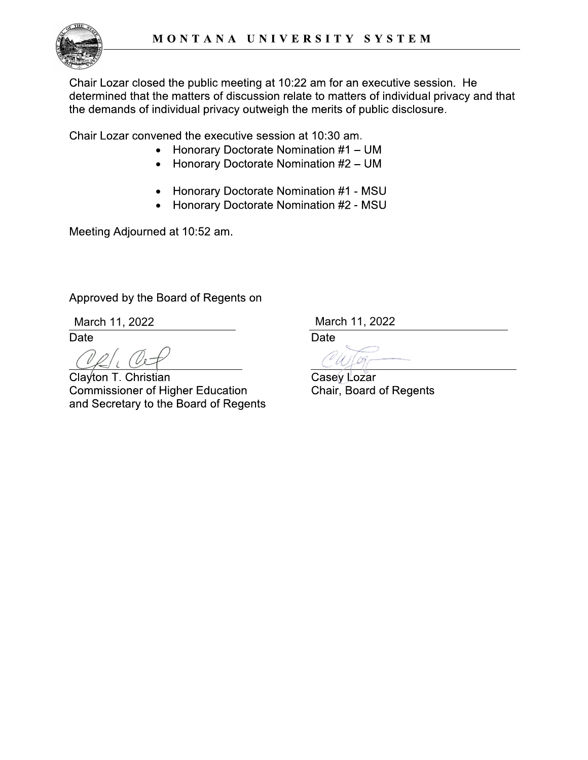Chair Lozar closed the public meeting at 10:22 am for an executive session. He determined that the matters of discussion relate to matters of individual privacy and that the demands of individual privacy outweigh the merits of public disclosure.

Chair Lozar convened the executive session at 10:30 am.

- Honorary Doctorate Nomination #1 – UM
- Honorary Doctorate Nomination #2 – UM

- Honorary Doctorate Nomination #1 - MSU
- Honorary Doctorate Nomination #2 - MSU

Meeting Adjourned at 10:52 am.

Approved by the Board of Regents on

March 11, 2022
Date

Clayton T. Christian
Commissioner of Higher Education
and Secretary to the Board of Regents

March 11, 2022
Date

Casey Lozar
Chair, Board of Regents